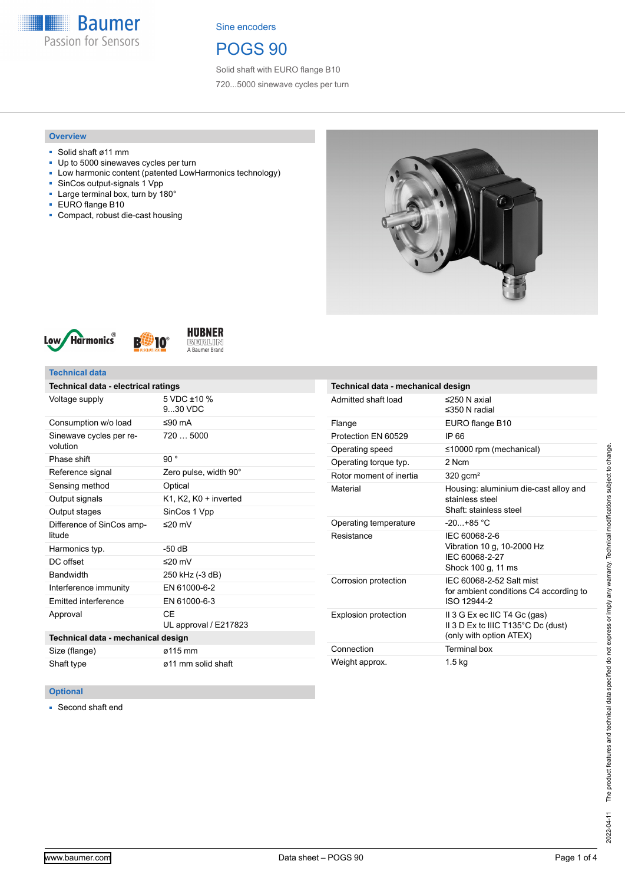Sine encoders

# POGS 90

Solid shaft with EURO flange B10

720...5000 sinewave cycles per turn

## Overview

- Solid shaft ø11 mm
- Up to 5000 sinewaves cycles per turn
- Low harmonic content (patented LowHarmonics technology)
- SinCos output-signals 1 Vpp
- Large terminal box, turn by 180°
- EURO flange B10
- Compact, robust die-cast housing

## Technical data

| Technical data - electrical ratings | |
|---|---|
| Voltage supply | 5 VDC ±10 %<br>9...30 VDC |
| Consumption w/o load | ≤90 mA |
| Sinewave cycles per revolution | 720 … 5000 |
| Phase shift | 90 ° |
| Reference signal | Zero pulse, width 90° |
| Sensing method | Optical |
| Output signals | K1, K2, K0 + inverted |
| Output stages | SinCos 1 Vpp |
| Difference of SinCos amplitude | ≤20 mV |
| Harmonics typ. | -50 dB |
| DC offset | ≤20 mV |
| Bandwidth | 250 kHz (-3 dB) |
| Interference immunity | EN 61000-6-2 |
| Emitted interference | EN 61000-6-3 |
| Approval | CE<br>UL approval / E217823 |

| Technical data - mechanical design | |
|---|---|
| Size (flange) | ø115 mm |
| Shaft type | ø11 mm solid shaft |
| Admitted shaft load | ≤250 N axial<br>≤350 N radial |
| Flange | EURO flange B10 |
| Protection EN 60529 | IP 66 |
| Operating speed | ≤10000 rpm (mechanical) |
| Operating torque typ. | 2 Ncm |
| Rotor moment of inertia | 320 gcm² |
| Material | Housing: aluminium die-cast alloy and stainless steel<br>Shaft: stainless steel |
| Operating temperature | -20...+85 °C |
| Resistance | IEC 60068-2-6<br>Vibration 10 g, 10-2000 Hz<br>IEC 60068-2-27<br>Shock 100 g, 11 ms |
| Corrosion protection | IEC 60068-2-52 Salt mist<br>for ambient conditions C4 according to ISO 12944-2 |
| Explosion protection | II 3 G Ex ec IIC T4 Gc (gas)<br>II 3 D Ex tc IIIC T135°C Dc (dust)<br>(only with option ATEX) |
| Connection | Terminal box |
| Weight approx. | 1.5 kg |

## Optional

- Second shaft end

The product features and technical data specified do not express or imply any warranty. Technical modifications subject to change.

2022-04-11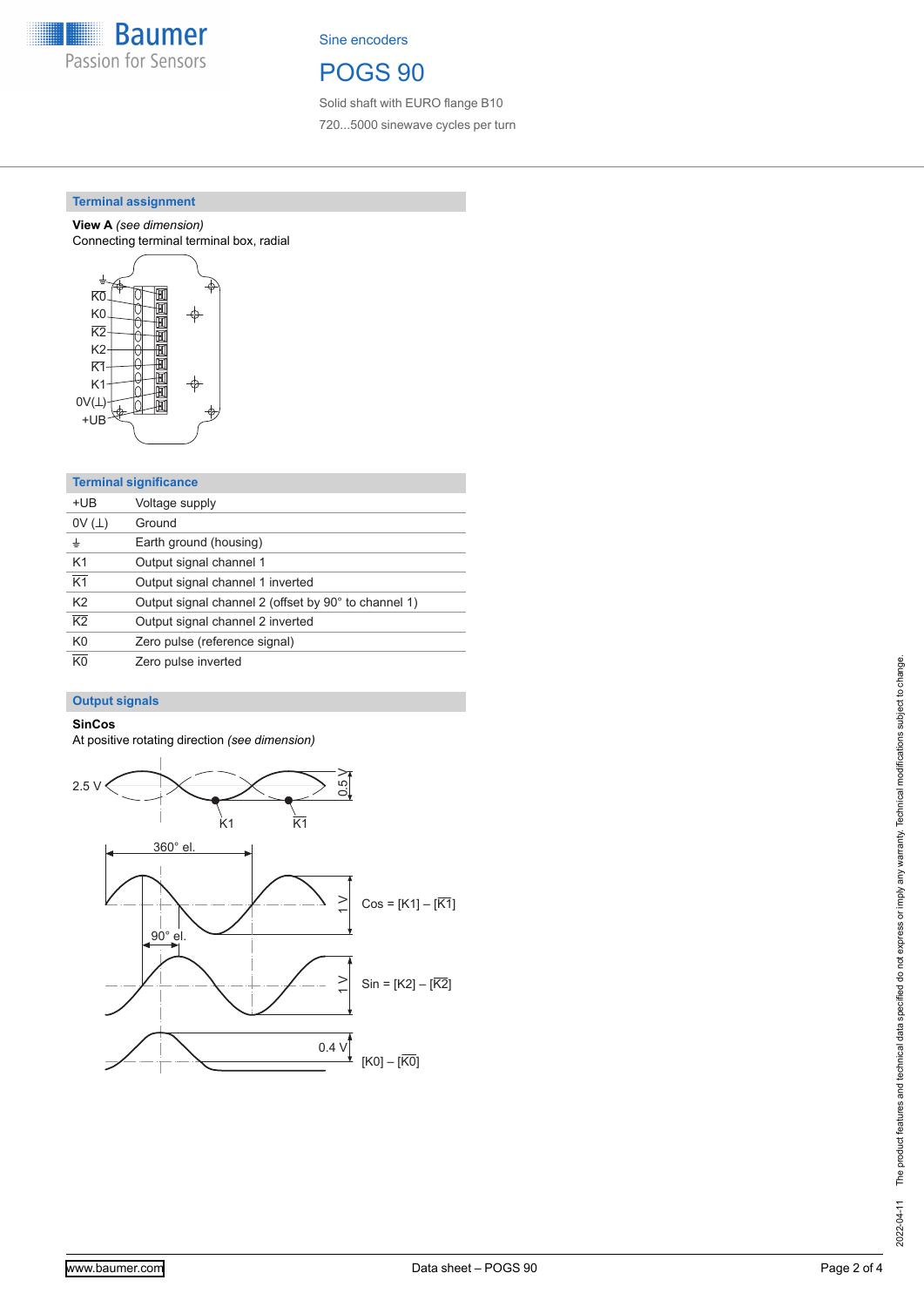## Terminal assignment

**View A** *(see dimension)*
Connecting terminal terminal box, radial

## Terminal significance

| | |
|---|---|
| +UB | Voltage supply |
| 0V (⊥) | Ground |
| ⏚ | Earth ground (housing) |
| K1 | Output signal channel 1 |
| $\overline{K1}$ | Output signal channel 1 inverted |
| K2 | Output signal channel 2 (offset by 90° to channel 1) |
| $\overline{K2}$ | Output signal channel 2 inverted |
| K0 | Zero pulse (reference signal) |
| $\overline{K0}$ | Zero pulse inverted |

## Output signals

**SinCos**
At positive rotating direction *(see dimension)*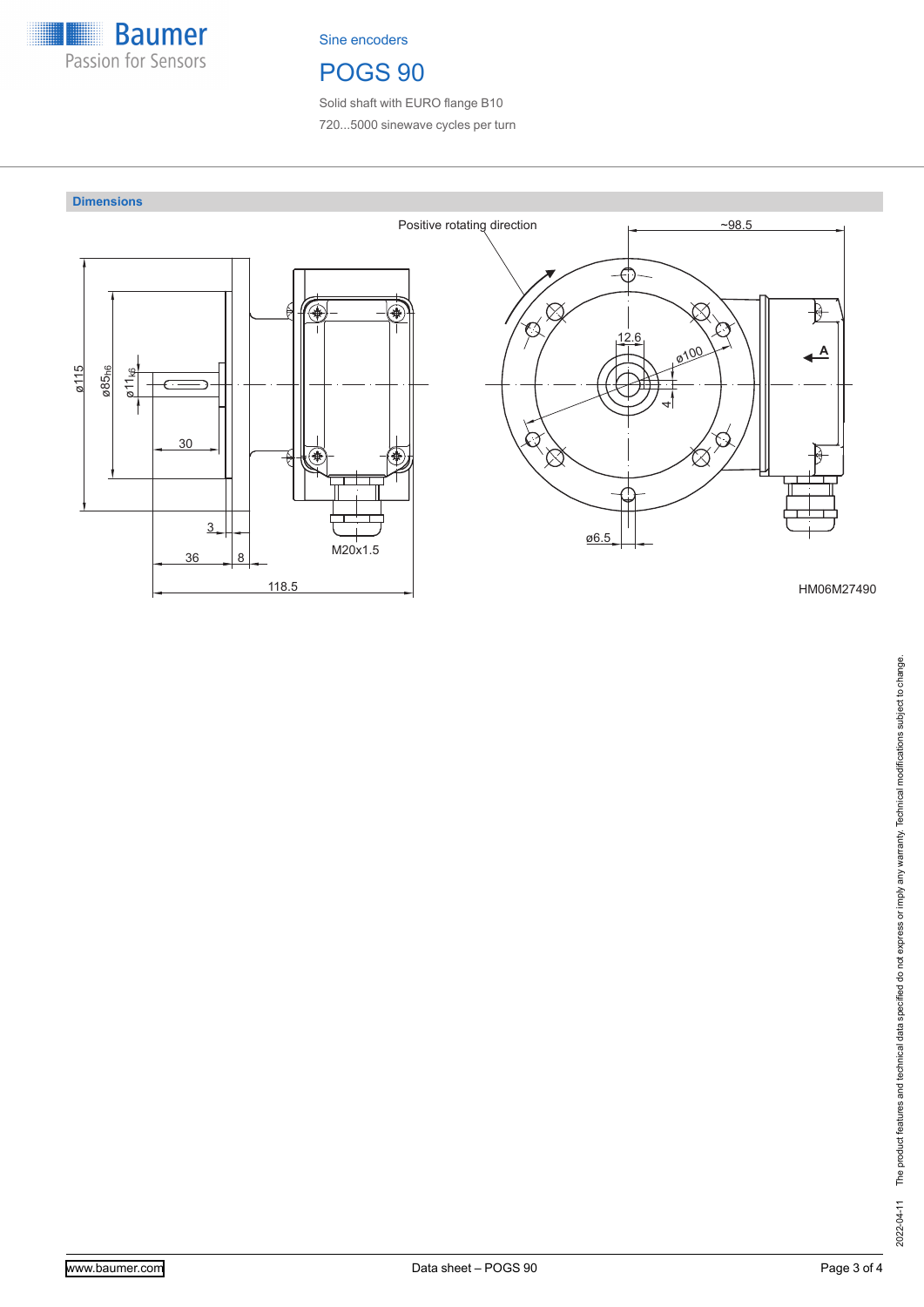Sine encoders

# POGS 90

Solid shaft with EURO flange B10

720...5000 sinewave cycles per turn

## Dimensions

Positive rotating direction

~98.5

12.6

ø100

4

A

ø115

ø85h6

ø11k6

30

3

36

8

118.5

M20x1.5

ø6.5

HM06M27490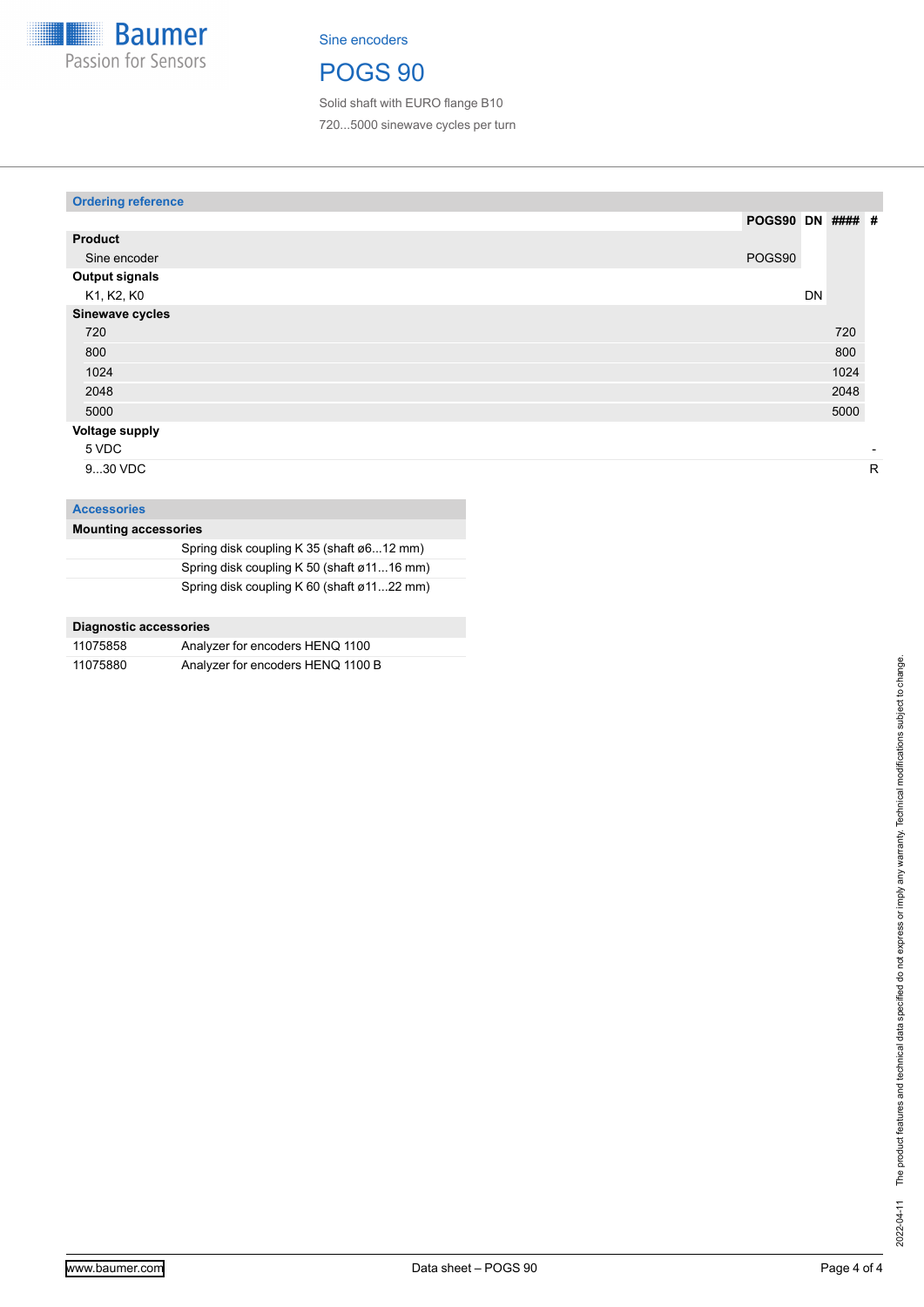Sine encoders

# POGS 90

Solid shaft with EURO flange B10

720...5000 sinewave cycles per turn

## Ordering reference

| | POGS90 | DN | #### | # |
|---|---|---|---|---|
| **Product** | | | | |
| Sine encoder | POGS90 | | | |
| **Output signals** | | | | |
| K1, K2, K0 | | DN | | |
| **Sinewave cycles** | | | | |
| 720 | | | 720 | |
| 800 | | | 800 | |
| 1024 | | | 1024 | |
| 2048 | | | 2048 | |
| 5000 | | | 5000 | |
| **Voltage supply** | | | | |
| 5 VDC | | | | - |
| 9...30 VDC | | | | R |

## Accessories

| **Mounting accessories** | |
|---|---|
| | Spring disk coupling K 35 (shaft ø6...12 mm) |
| | Spring disk coupling K 50 (shaft ø11...16 mm) |
| | Spring disk coupling K 60 (shaft ø11...22 mm) |

| **Diagnostic accessories** | |
|---|---|
| 11075858 | Analyzer for encoders HENQ 1100 |
| 11075880 | Analyzer for encoders HENQ 1100 B |

2022-04-11 The product features and technical data specified do not express or imply any warranty. Technical modifications subject to change.